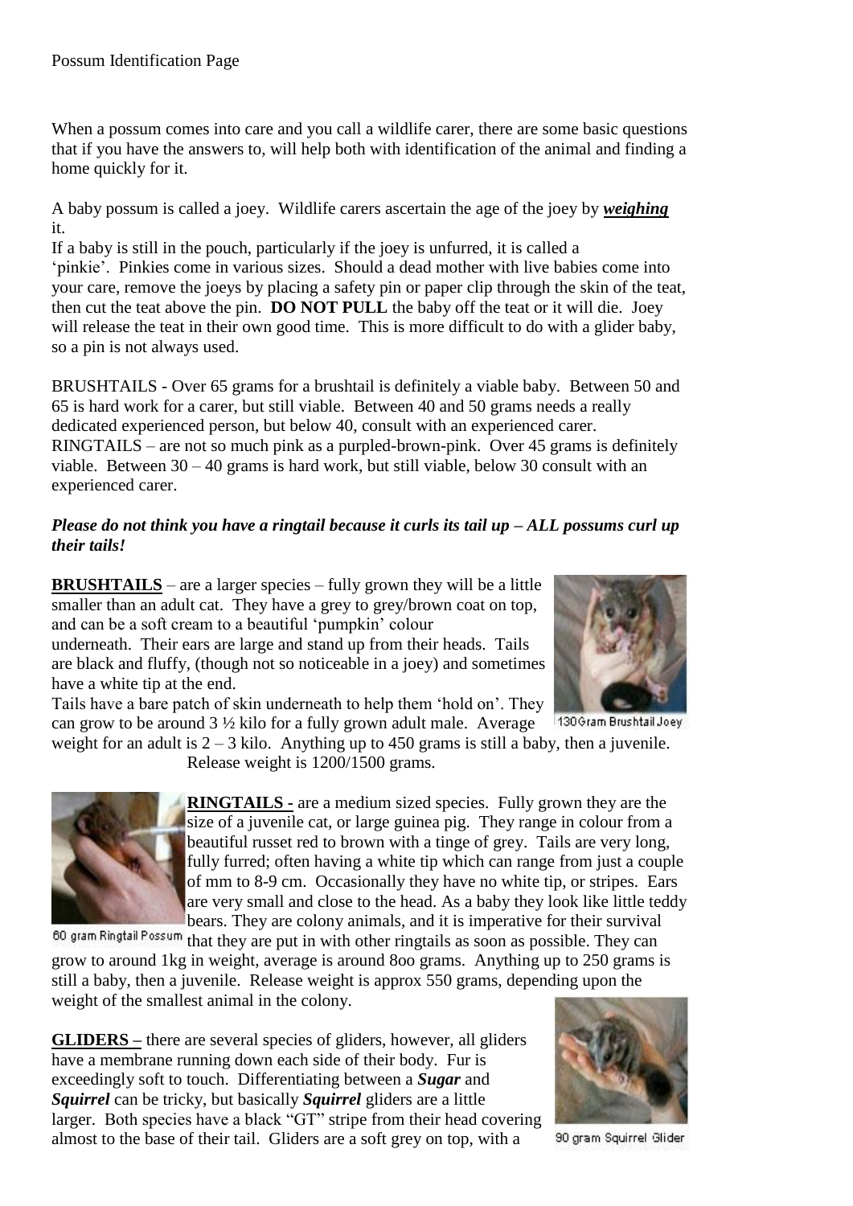Possum Identification Page

When a possum comes into care and you call a wildlife carer, there are some basic questions that if you have the answers to, will help both with identification of the animal and finding a home quickly for it.

A baby possum is called a joey. Wildlife carers ascertain the age of the joey by ***weighing*** it.

If a baby is still in the pouch, particularly if the joey is unfurred, it is called a 'pinkie'. Pinkies come in various sizes. Should a dead mother with live babies come into your care, remove the joeys by placing a safety pin or paper clip through the skin of the teat, then cut the teat above the pin. **DO NOT PULL** the baby off the teat or it will die. Joey will release the teat in their own good time. This is more difficult to do with a glider baby, so a pin is not always used.

BRUSHTAILS - Over 65 grams for a brushtail is definitely a viable baby. Between 50 and 65 is hard work for a carer, but still viable. Between 40 and 50 grams needs a really dedicated experienced person, but below 40, consult with an experienced carer.
RINGTAILS – are not so much pink as a purpled-brown-pink. Over 45 grams is definitely viable. Between 30 – 40 grams is hard work, but still viable, below 30 consult with an experienced carer.

***Please do not think you have a ringtail because it curls its tail up – ALL possums curl up their tails!***

**BRUSHTAILS** – are a larger species – fully grown they will be a little smaller than an adult cat. They have a grey to grey/brown coat on top, and can be a soft cream to a beautiful 'pumpkin' colour underneath. Their ears are large and stand up from their heads. Tails are black and fluffy, (though not so noticeable in a joey) and sometimes have a white tip at the end.
Tails have a bare patch of skin underneath to help them 'hold on'. They can grow to be around 3 ½ kilo for a fully grown adult male. Average weight for an adult is 2 – 3 kilo. Anything up to 450 grams is still a baby, then a juvenile. Release weight is 1200/1500 grams.

130 Gram Brushtail Joey

**RINGTAILS -** are a medium sized species. Fully grown they are the size of a juvenile cat, or large guinea pig. They range in colour from a beautiful russet red to brown with a tinge of grey. Tails are very long, fully furred; often having a white tip which can range from just a couple of mm to 8-9 cm. Occasionally they have no white tip, or stripes. Ears are very small and close to the head. As a baby they look like little teddy bears. They are colony animals, and it is imperative for their survival that they are put in with other ringtails as soon as possible. They can grow to around 1kg in weight, average is around 8oo grams. Anything up to 250 grams is still a baby, then a juvenile. Release weight is approx 550 grams, depending upon the weight of the smallest animal in the colony.

60 gram Ringtail Possum

**GLIDERS –** there are several species of gliders, however, all gliders have a membrane running down each side of their body. Fur is exceedingly soft to touch. Differentiating between a ***Sugar*** and ***Squirrel*** can be tricky, but basically ***Squirrel*** gliders are a little larger. Both species have a black "GT" stripe from their head covering almost to the base of their tail. Gliders are a soft grey on top, with a

90 gram Squirrel Glider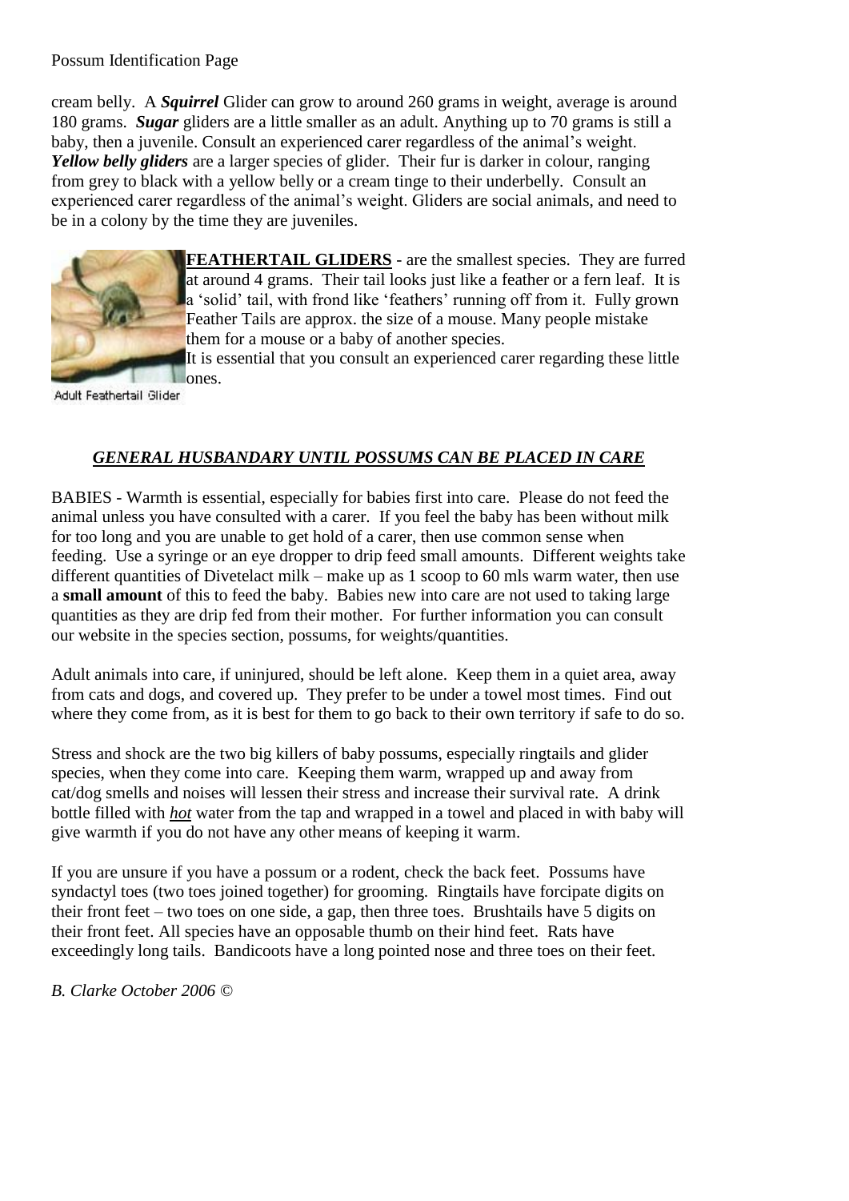cream belly. A ***Squirrel*** Glider can grow to around 260 grams in weight, average is around 180 grams. ***Sugar*** gliders are a little smaller as an adult. Anything up to 70 grams is still a baby, then a juvenile. Consult an experienced carer regardless of the animal's weight. ***Yellow belly gliders*** are a larger species of glider. Their fur is darker in colour, ranging from grey to black with a yellow belly or a cream tinge to their underbelly. Consult an experienced carer regardless of the animal's weight. Gliders are social animals, and need to be in a colony by the time they are juveniles.

**FEATHERTAIL GLIDERS** - are the smallest species. They are furred at around 4 grams. Their tail looks just like a feather or a fern leaf. It is a 'solid' tail, with frond like 'feathers' running off from it. Fully grown Feather Tails are approx. the size of a mouse. Many people mistake them for a mouse or a baby of another species.
It is essential that you consult an experienced carer regarding these little ones.

Adult Feathertail Glider

## ***GENERAL HUSBANDARY UNTIL POSSUMS CAN BE PLACED IN CARE***

BABIES - Warmth is essential, especially for babies first into care. Please do not feed the animal unless you have consulted with a carer. If you feel the baby has been without milk for too long and you are unable to get hold of a carer, then use common sense when feeding. Use a syringe or an eye dropper to drip feed small amounts. Different weights take different quantities of Divetelact milk – make up as 1 scoop to 60 mls warm water, then use a **small amount** of this to feed the baby. Babies new into care are not used to taking large quantities as they are drip fed from their mother. For further information you can consult our website in the species section, possums, for weights/quantities.

Adult animals into care, if uninjured, should be left alone. Keep them in a quiet area, away from cats and dogs, and covered up. They prefer to be under a towel most times. Find out where they come from, as it is best for them to go back to their own territory if safe to do so.

Stress and shock are the two big killers of baby possums, especially ringtails and glider species, when they come into care. Keeping them warm, wrapped up and away from cat/dog smells and noises will lessen their stress and increase their survival rate. A drink bottle filled with ***hot*** water from the tap and wrapped in a towel and placed in with baby will give warmth if you do not have any other means of keeping it warm.

If you are unsure if you have a possum or a rodent, check the back feet. Possums have syndactyl toes (two toes joined together) for grooming. Ringtails have forcipate digits on their front feet – two toes on one side, a gap, then three toes. Brushtails have 5 digits on their front feet. All species have an opposable thumb on their hind feet. Rats have exceedingly long tails. Bandicoots have a long pointed nose and three toes on their feet.

*B. Clarke October 2006 ©*